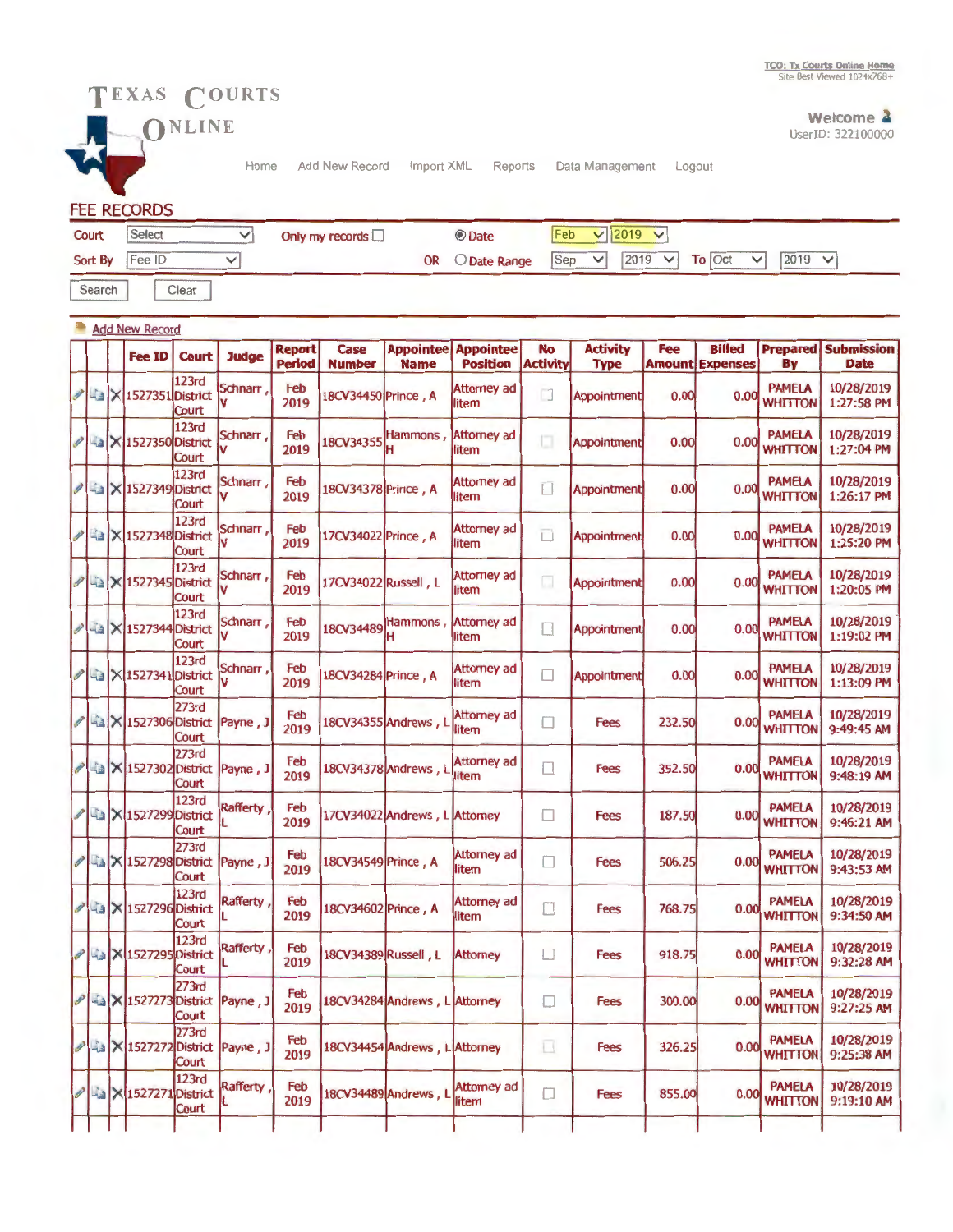TCO: Tx Courts Online Home
Site Best Viewed 1024x768+

# TEXAS COURTS ONLINE

Welcome
UserID: 322100000

Home | Add New Record | Import XML | Reports | Data Management | Logout

## FEE RECORDS

Court: Select | Only my records ☐ | ◉ Date: Feb 2019
Sort By: Fee ID | OR ○ Date Range: Sep 2019 To Oct 2019

Search | Clear

Add New Record

| Fee ID | Court | Judge | Report Period | Case Number | Appointee Name | Appointee Position | No Activity | Activity Type | Fee Amount | Billed Expenses | Prepared By | Submission Date |
|---|---|---|---|---|---|---|---|---|---|---|---|---|
| 1527351 | 123rd District Court | Schnarr, V | Feb 2019 | 18CV34450 | Prince, A | Attorney ad litem | ☐ | Appointment | 0.00 | 0.00 | PAMELA WHITTON | 10/28/2019 1:27:58 PM |
| 1527350 | 123rd District Court | Schnarr, V | Feb 2019 | 18CV34355 | Hammons, H | Attorney ad litem | ☐ | Appointment | 0.00 | 0.00 | PAMELA WHITTON | 10/28/2019 1:27:04 PM |
| 1527349 | 123rd District Court | Schnarr, V | Feb 2019 | 18CV34378 | Prince, A | Attorney ad litem | ☐ | Appointment | 0.00 | 0.00 | PAMELA WHITTON | 10/28/2019 1:26:17 PM |
| 1527348 | 123rd District Court | Schnarr, V | Feb 2019 | 17CV34022 | Prince, A | Attorney ad litem | ☐ | Appointment | 0.00 | 0.00 | PAMELA WHITTON | 10/28/2019 1:25:20 PM |
| 1527345 | 123rd District Court | Schnarr, V | Feb 2019 | 17CV34022 | Russell, L | Attorney ad litem | ☐ | Appointment | 0.00 | 0.00 | PAMELA WHITTON | 10/28/2019 1:20:05 PM |
| 1527344 | 123rd District Court | Schnarr, V | Feb 2019 | 18CV34489 | Hammons, H | Attorney ad litem | ☐ | Appointment | 0.00 | 0.00 | PAMELA WHITTON | 10/28/2019 1:19:02 PM |
| 1527341 | 123rd District Court | Schnarr, V | Feb 2019 | 18CV34284 | Prince, A | Attorney ad litem | ☐ | Appointment | 0.00 | 0.00 | PAMELA WHITTON | 10/28/2019 1:13:09 PM |
| 1527306 | 273rd District Court | Payne, J | Feb 2019 | 18CV34355 | Andrews, L | Attorney ad litem | ☐ | Fees | 232.50 | 0.00 | PAMELA WHITTON | 10/28/2019 9:49:45 AM |
| 1527302 | 273rd District Court | Payne, J | Feb 2019 | 18CV34378 | Andrews, L | Attorney ad litem | ☐ | Fees | 352.50 | 0.00 | PAMELA WHITTON | 10/28/2019 9:48:19 AM |
| 1527299 | 123rd District Court | Rafferty, L | Feb 2019 | 17CV34022 | Andrews, L | Attorney | ☐ | Fees | 187.50 | 0.00 | PAMELA WHITTON | 10/28/2019 9:46:21 AM |
| 1527298 | 273rd District Court | Payne, J | Feb 2019 | 18CV34549 | Prince, A | Attorney ad litem | ☐ | Fees | 506.25 | 0.00 | PAMELA WHITTON | 10/28/2019 9:43:53 AM |
| 1527296 | 123rd District Court | Rafferty, L | Feb 2019 | 18CV34602 | Prince, A | Attorney ad litem | ☐ | Fees | 768.75 | 0.00 | PAMELA WHITTON | 10/28/2019 9:34:50 AM |
| 1527295 | 123rd District Court | Rafferty, L | Feb 2019 | 18CV34389 | Russell, L | Attorney | ☐ | Fees | 918.75 | 0.00 | PAMELA WHITTON | 10/28/2019 9:32:28 AM |
| 1527273 | 273rd District Court | Payne, J | Feb 2019 | 18CV34284 | Andrews, L | Attorney | ☐ | Fees | 300.00 | 0.00 | PAMELA WHITTON | 10/28/2019 9:27:25 AM |
| 1527272 | 273rd District Court | Payne, J | Feb 2019 | 18CV34454 | Andrews, L | Attorney | ☐ | Fees | 326.25 | 0.00 | PAMELA WHITTON | 10/28/2019 9:25:38 AM |
| 1527271 | 123rd District Court | Rafferty, L | Feb 2019 | 18CV34489 | Andrews, L | Attorney ad litem | ☐ | Fees | 855.00 | 0.00 | PAMELA WHITTON | 10/28/2019 9:19:10 AM |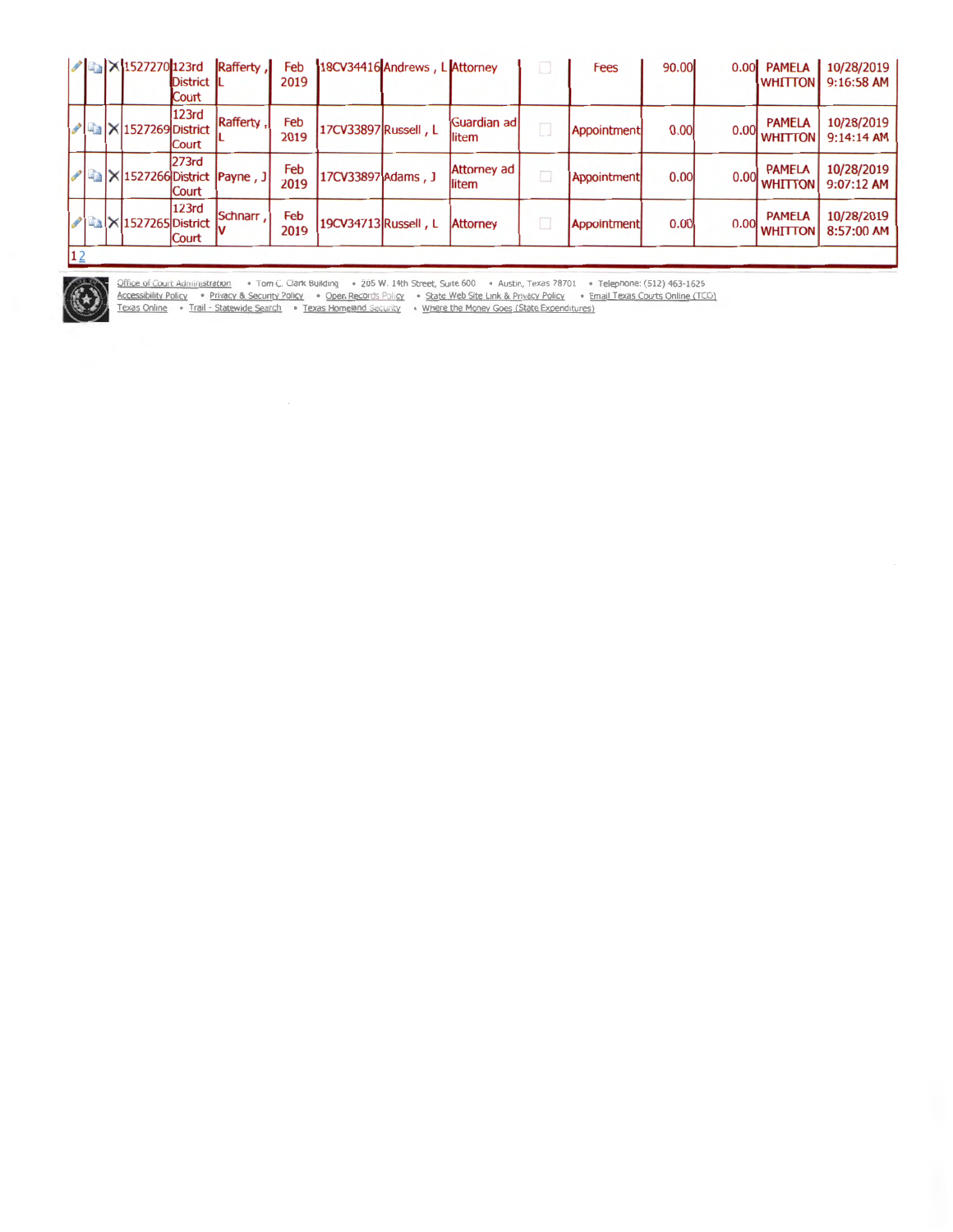| | | | | | | | | | | | | | | | |
|---|---|---|---|---|---|---|---|---|---|---|---|---|---|---|---|
| | | X | 1527270 | 123rd District Court | Rafferty , L | Feb 2019 | 18CV34416 | Andrews , L | Attorney | | Fees | 90.00 | 0.00 | PAMELA WHITTON | 10/28/2019 9:16:58 AM |
| | | X | 1527269 | 123rd District Court | Rafferty , L | Feb 2019 | 17CV33897 | Russell , L | Guardian ad litem | | Appointment | 0.00 | 0.00 | PAMELA WHITTON | 10/28/2019 9:14:14 AM |
| | | X | 1527266 | 273rd District Court | Payne , J | Feb 2019 | 17CV33897 | Adams , J | Attorney ad litem | | Appointment | 0.00 | 0.00 | PAMELA WHITTON | 10/28/2019 9:07:12 AM |
| | | X | 1527265 | 123rd District Court | Schnarr , V | Feb 2019 | 19CV34713 | Russell , L | Attorney | | Appointment | 0.00 | 0.00 | PAMELA WHITTON | 10/28/2019 8:57:00 AM |

1 2

Office of Court Administration • Tom C. Clark Building • 205 W. 14th Street, Suite 600 • Austin, Texas 78701 • Telephone: (512) 463-1625
Accessibility Policy • Privacy & Security Policy • Open Records Policy • State Web Site Link & Privacy Policy • Email Texas Courts Online (TCO)
Texas Online • Trail - Statewide Search • Texas Homeland Security • Where the Money Goes (State Expenditures)